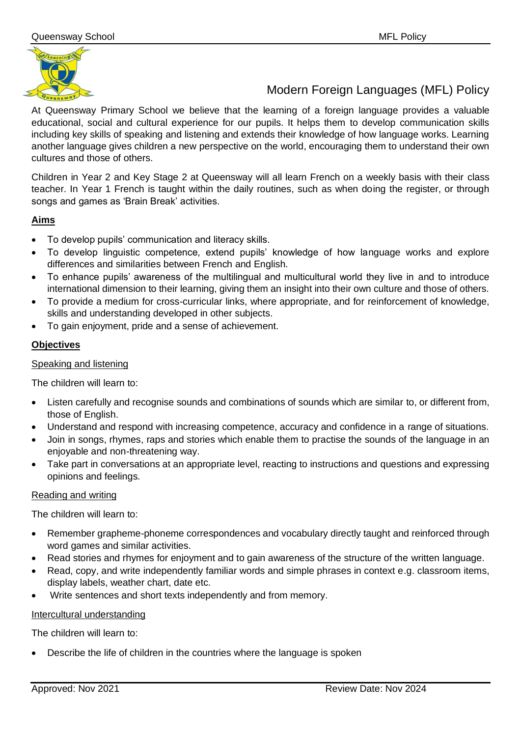# Modern Foreign Languages (MFL) Policy

At Queensway Primary School we believe that the learning of a foreign language provides a valuable educational, social and cultural experience for our pupils. It helps them to develop communication skills including key skills of speaking and listening and extends their knowledge of how language works. Learning another language gives children a new perspective on the world, encouraging them to understand their own cultures and those of others.

Children in Year 2 and Key Stage 2 at Queensway will all learn French on a weekly basis with their class teacher. In Year 1 French is taught within the daily routines, such as when doing the register, or through songs and games as 'Brain Break' activities.

## Aims

- To develop pupils' communication and literacy skills.
- To develop linguistic competence, extend pupils' knowledge of how language works and explore differences and similarities between French and English.
- To enhance pupils' awareness of the multilingual and multicultural world they live in and to introduce international dimension to their learning, giving them an insight into their own culture and those of others.
- To provide a medium for cross-curricular links, where appropriate, and for reinforcement of knowledge, skills and understanding developed in other subjects.
- To gain enjoyment, pride and a sense of achievement.

## Objectives

### Speaking and listening

The children will learn to:

- Listen carefully and recognise sounds and combinations of sounds which are similar to, or different from, those of English.
- Understand and respond with increasing competence, accuracy and confidence in a range of situations.
- Join in songs, rhymes, raps and stories which enable them to practise the sounds of the language in an enjoyable and non-threatening way.
- Take part in conversations at an appropriate level, reacting to instructions and questions and expressing opinions and feelings.

### Reading and writing

The children will learn to:

- Remember grapheme-phoneme correspondences and vocabulary directly taught and reinforced through word games and similar activities.
- Read stories and rhymes for enjoyment and to gain awareness of the structure of the written language.
- Read, copy, and write independently familiar words and simple phrases in context e.g. classroom items, display labels, weather chart, date etc.
- Write sentences and short texts independently and from memory.

### Intercultural understanding

The children will learn to:

- Describe the life of children in the countries where the language is spoken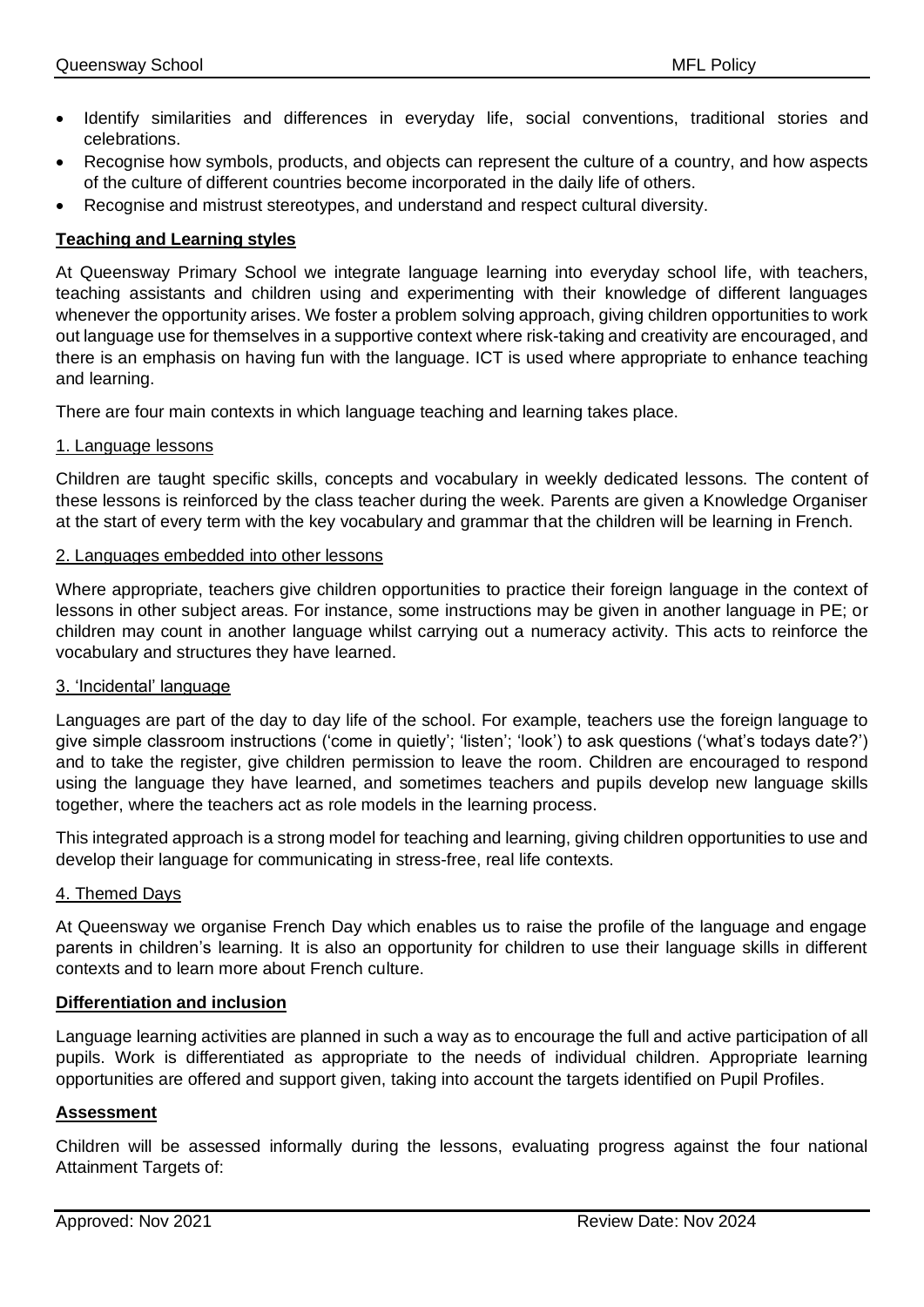- Identify similarities and differences in everyday life, social conventions, traditional stories and celebrations.
- Recognise how symbols, products, and objects can represent the culture of a country, and how aspects of the culture of different countries become incorporated in the daily life of others.
- Recognise and mistrust stereotypes, and understand and respect cultural diversity.

## Teaching and Learning styles

At Queensway Primary School we integrate language learning into everyday school life, with teachers, teaching assistants and children using and experimenting with their knowledge of different languages whenever the opportunity arises. We foster a problem solving approach, giving children opportunities to work out language use for themselves in a supportive context where risk-taking and creativity are encouraged, and there is an emphasis on having fun with the language. ICT is used where appropriate to enhance teaching and learning.

There are four main contexts in which language teaching and learning takes place.

### 1. Language lessons

Children are taught specific skills, concepts and vocabulary in weekly dedicated lessons. The content of these lessons is reinforced by the class teacher during the week. Parents are given a Knowledge Organiser at the start of every term with the key vocabulary and grammar that the children will be learning in French.

### 2. Languages embedded into other lessons

Where appropriate, teachers give children opportunities to practice their foreign language in the context of lessons in other subject areas. For instance, some instructions may be given in another language in PE; or children may count in another language whilst carrying out a numeracy activity. This acts to reinforce the vocabulary and structures they have learned.

### 3. 'Incidental' language

Languages are part of the day to day life of the school. For example, teachers use the foreign language to give simple classroom instructions ('come in quietly'; 'listen'; 'look') to ask questions ('what's todays date?') and to take the register, give children permission to leave the room. Children are encouraged to respond using the language they have learned, and sometimes teachers and pupils develop new language skills together, where the teachers act as role models in the learning process.

This integrated approach is a strong model for teaching and learning, giving children opportunities to use and develop their language for communicating in stress-free, real life contexts.

### 4. Themed Days

At Queensway we organise French Day which enables us to raise the profile of the language and engage parents in children's learning. It is also an opportunity for children to use their language skills in different contexts and to learn more about French culture.

## Differentiation and inclusion

Language learning activities are planned in such a way as to encourage the full and active participation of all pupils. Work is differentiated as appropriate to the needs of individual children. Appropriate learning opportunities are offered and support given, taking into account the targets identified on Pupil Profiles.

## Assessment

Children will be assessed informally during the lessons, evaluating progress against the four national Attainment Targets of: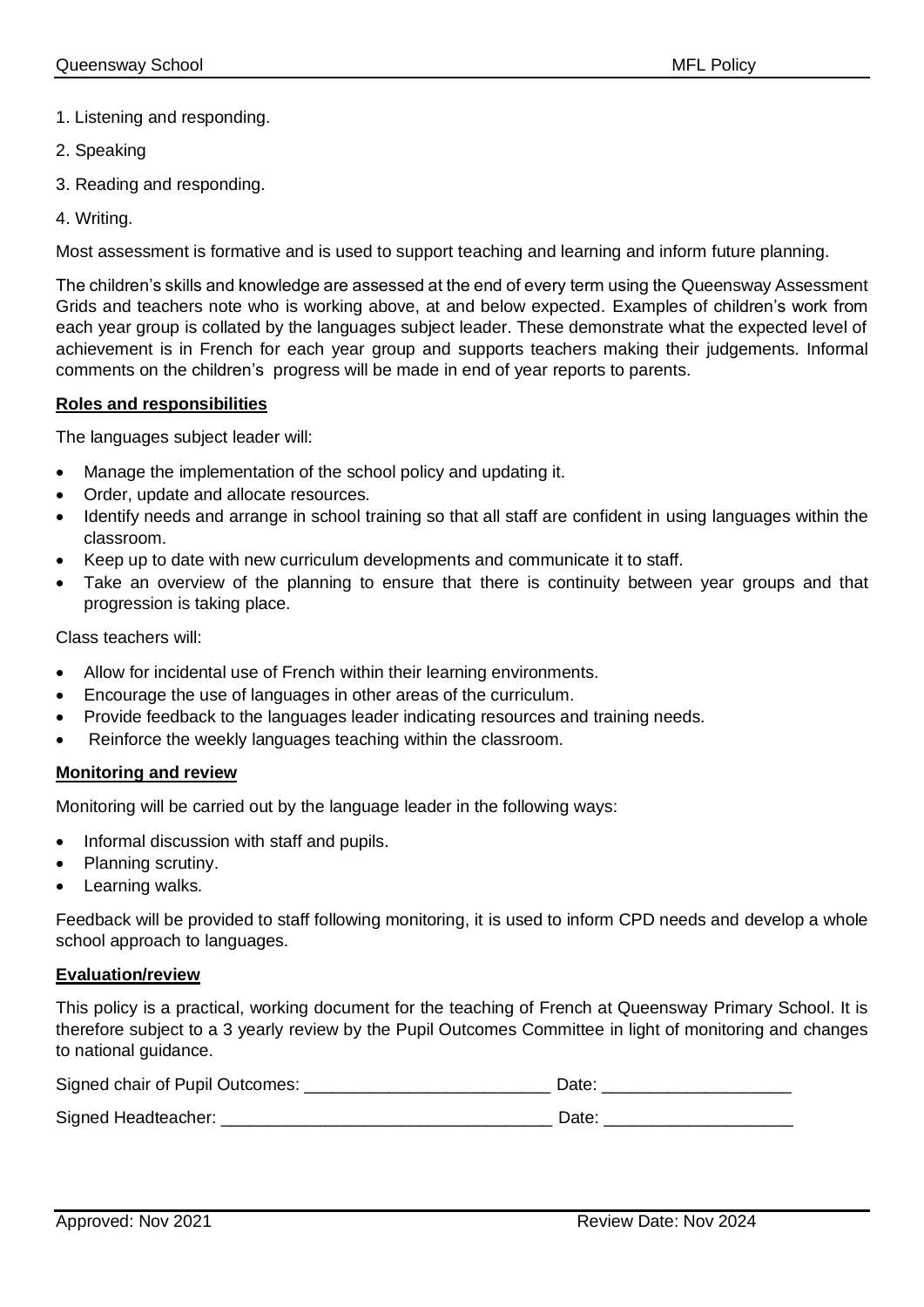1. Listening and responding.

2. Speaking

3. Reading and responding.

4. Writing.

Most assessment is formative and is used to support teaching and learning and inform future planning.

The children's skills and knowledge are assessed at the end of every term using the Queensway Assessment Grids and teachers note who is working above, at and below expected. Examples of children's work from each year group is collated by the languages subject leader. These demonstrate what the expected level of achievement is in French for each year group and supports teachers making their judgements. Informal comments on the children's progress will be made in end of year reports to parents.

**Roles and responsibilities**

The languages subject leader will:

- Manage the implementation of the school policy and updating it.
- Order, update and allocate resources.
- Identify needs and arrange in school training so that all staff are confident in using languages within the classroom.
- Keep up to date with new curriculum developments and communicate it to staff.
- Take an overview of the planning to ensure that there is continuity between year groups and that progression is taking place.

Class teachers will:

- Allow for incidental use of French within their learning environments.
- Encourage the use of languages in other areas of the curriculum.
- Provide feedback to the languages leader indicating resources and training needs.
- Reinforce the weekly languages teaching within the classroom.

**Monitoring and review**

Monitoring will be carried out by the language leader in the following ways:

- Informal discussion with staff and pupils.
- Planning scrutiny.
- Learning walks.

Feedback will be provided to staff following monitoring, it is used to inform CPD needs and develop a whole school approach to languages.

**Evaluation/review**

This policy is a practical, working document for the teaching of French at Queensway Primary School. It is therefore subject to a 3 yearly review by the Pupil Outcomes Committee in light of monitoring and changes to national guidance.

Signed chair of Pupil Outcomes: __________________________ Date: ____________________

Signed Headteacher: ___________________________________ Date: ____________________

Approved: Nov 2021 Review Date: Nov 2024